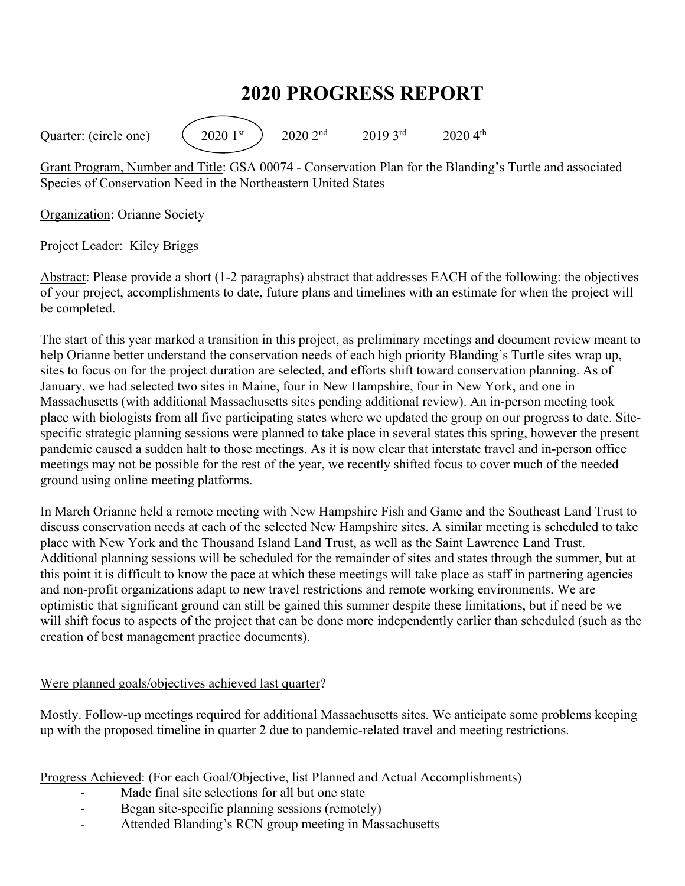# 2020 PROGRESS REPORT

Quarter: (circle one) (2020 1st) 2020 2nd 2019 3rd 2020 4th

Grant Program, Number and Title: GSA 00074 - Conservation Plan for the Blanding's Turtle and associated Species of Conservation Need in the Northeastern United States

Organization: Orianne Society

Project Leader: Kiley Briggs

Abstract: Please provide a short (1-2 paragraphs) abstract that addresses EACH of the following: the objectives of your project, accomplishments to date, future plans and timelines with an estimate for when the project will be completed.

The start of this year marked a transition in this project, as preliminary meetings and document review meant to help Orianne better understand the conservation needs of each high priority Blanding's Turtle sites wrap up, sites to focus on for the project duration are selected, and efforts shift toward conservation planning. As of January, we had selected two sites in Maine, four in New Hampshire, four in New York, and one in Massachusetts (with additional Massachusetts sites pending additional review). An in-person meeting took place with biologists from all five participating states where we updated the group on our progress to date. Site-specific strategic planning sessions were planned to take place in several states this spring, however the present pandemic caused a sudden halt to those meetings. As it is now clear that interstate travel and in-person office meetings may not be possible for the rest of the year, we recently shifted focus to cover much of the needed ground using online meeting platforms.

In March Orianne held a remote meeting with New Hampshire Fish and Game and the Southeast Land Trust to discuss conservation needs at each of the selected New Hampshire sites. A similar meeting is scheduled to take place with New York and the Thousand Island Land Trust, as well as the Saint Lawrence Land Trust. Additional planning sessions will be scheduled for the remainder of sites and states through the summer, but at this point it is difficult to know the pace at which these meetings will take place as staff in partnering agencies and non-profit organizations adapt to new travel restrictions and remote working environments. We are optimistic that significant ground can still be gained this summer despite these limitations, but if need be we will shift focus to aspects of the project that can be done more independently earlier than scheduled (such as the creation of best management practice documents).

Were planned goals/objectives achieved last quarter?

Mostly. Follow-up meetings required for additional Massachusetts sites. We anticipate some problems keeping up with the proposed timeline in quarter 2 due to pandemic-related travel and meeting restrictions.

Progress Achieved: (For each Goal/Objective, list Planned and Actual Accomplishments)

- Made final site selections for all but one state
- Began site-specific planning sessions (remotely)
- Attended Blanding's RCN group meeting in Massachusetts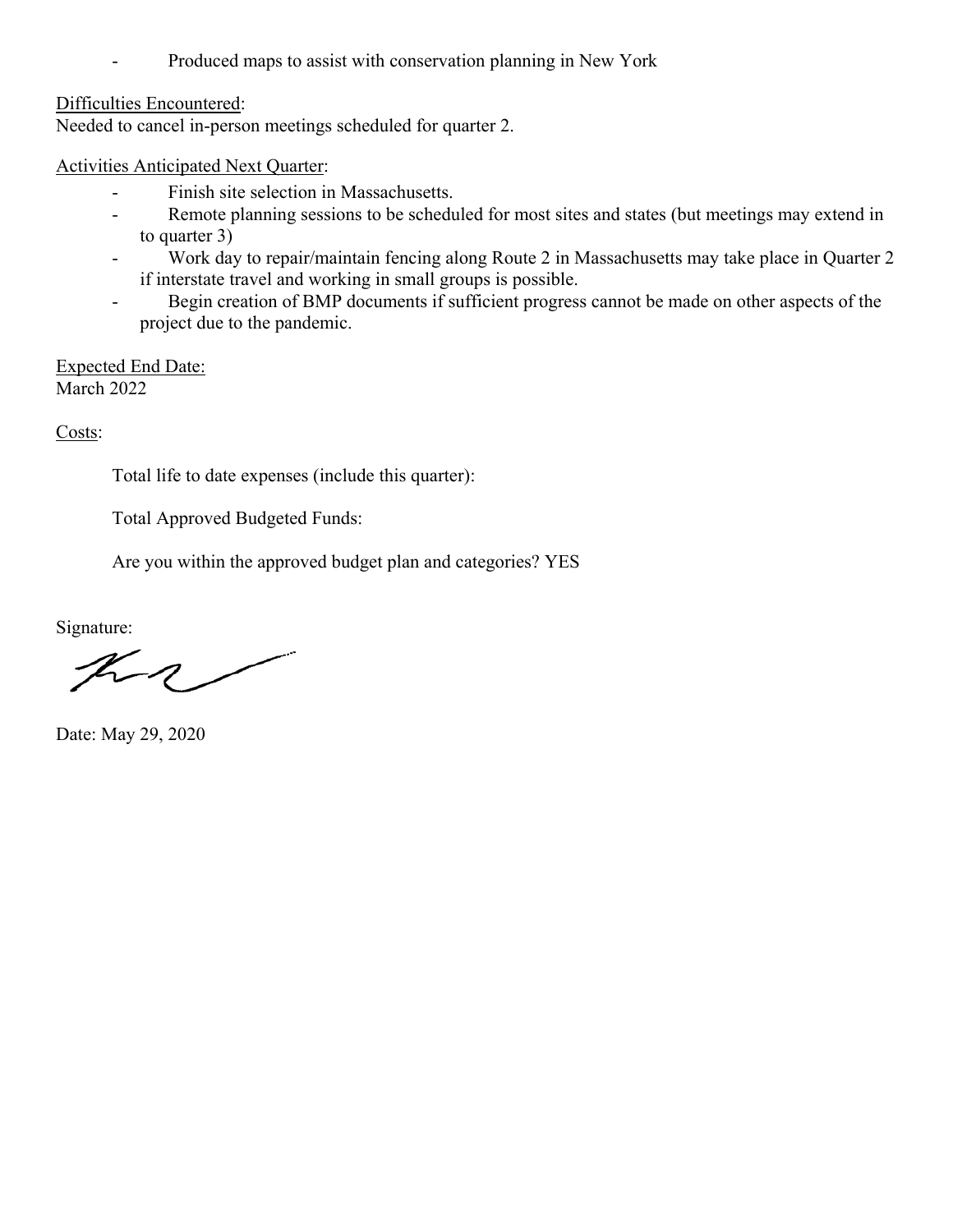- Produced maps to assist with conservation planning in New York

Difficulties Encountered:
Needed to cancel in-person meetings scheduled for quarter 2.

Activities Anticipated Next Quarter:

- Finish site selection in Massachusetts.
- Remote planning sessions to be scheduled for most sites and states (but meetings may extend in to quarter 3)
- Work day to repair/maintain fencing along Route 2 in Massachusetts may take place in Quarter 2 if interstate travel and working in small groups is possible.
- Begin creation of BMP documents if sufficient progress cannot be made on other aspects of the project due to the pandemic.

Expected End Date:
March 2022

Costs:

Total life to date expenses (include this quarter):

Total Approved Budgeted Funds:

Are you within the approved budget plan and categories? YES

Signature:

Date: May 29, 2020